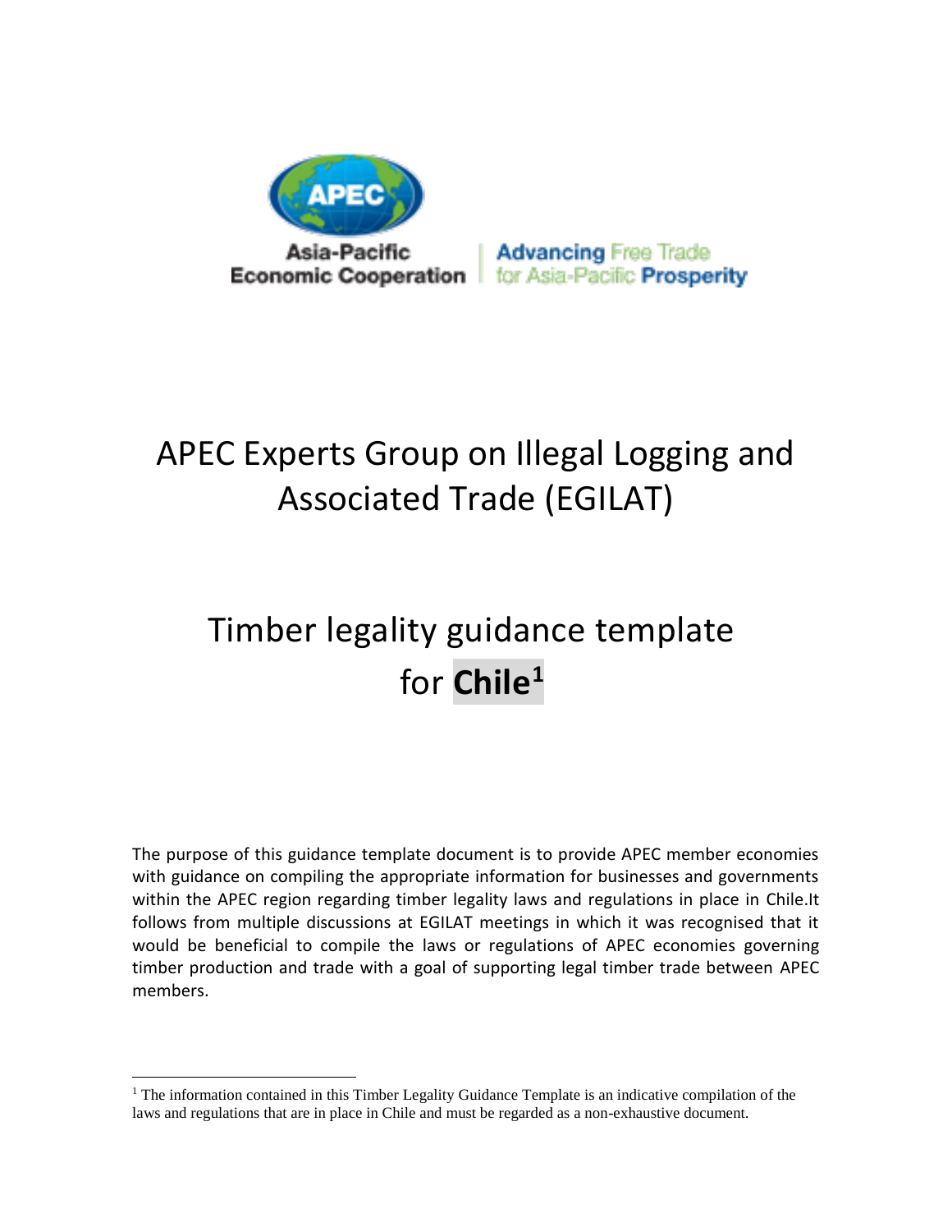Asia-Pacific Economic Cooperation | Advancing Free Trade for Asia-Pacific Prosperity

# APEC Experts Group on Illegal Logging and Associated Trade (EGILAT)

# Timber legality guidance template for **Chile**[1]

The purpose of this guidance template document is to provide APEC member economies with guidance on compiling the appropriate information for businesses and governments within the APEC region regarding timber legality laws and regulations in place in Chile.It follows from multiple discussions at EGILAT meetings in which it was recognised that it would be beneficial to compile the laws or regulations of APEC economies governing timber production and trade with a goal of supporting legal timber trade between APEC members.

---

[1] The information contained in this Timber Legality Guidance Template is an indicative compilation of the laws and regulations that are in place in Chile and must be regarded as a non-exhaustive document.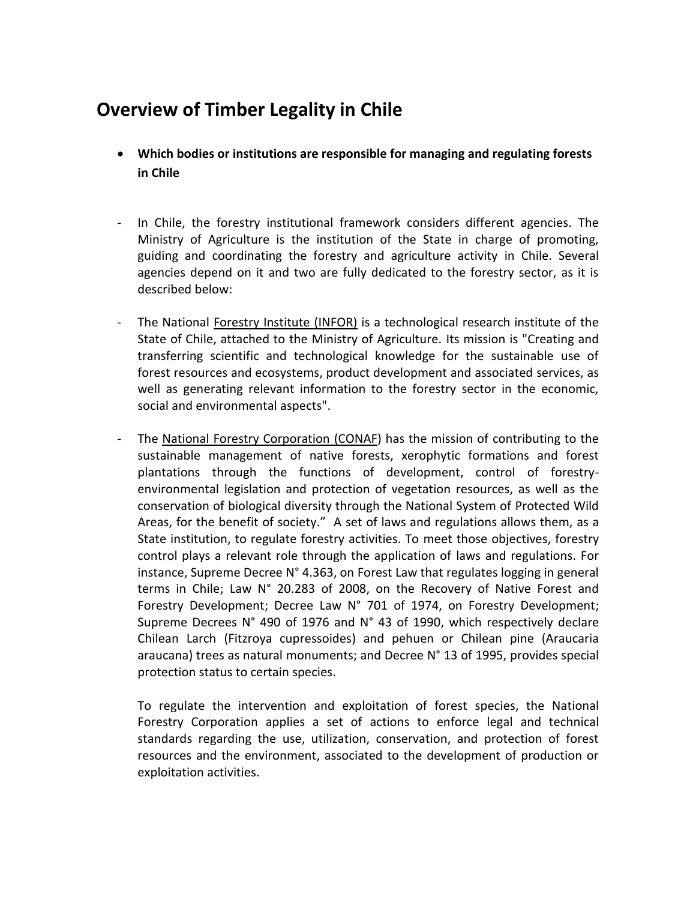# Overview of Timber Legality in Chile

- **Which bodies or institutions are responsible for managing and regulating forests in Chile**

- In Chile, the forestry institutional framework considers different agencies. The Ministry of Agriculture is the institution of the State in charge of promoting, guiding and coordinating the forestry and agriculture activity in Chile. Several agencies depend on it and two are fully dedicated to the forestry sector, as it is described below:

- The National Forestry Institute (INFOR) is a technological research institute of the State of Chile, attached to the Ministry of Agriculture. Its mission is "Creating and transferring scientific and technological knowledge for the sustainable use of forest resources and ecosystems, product development and associated services, as well as generating relevant information to the forestry sector in the economic, social and environmental aspects".

- The National Forestry Corporation (CONAF) has the mission of contributing to the sustainable management of native forests, xerophytic formations and forest plantations through the functions of development, control of forestry-environmental legislation and protection of vegetation resources, as well as the conservation of biological diversity through the National System of Protected Wild Areas, for the benefit of society." A set of laws and regulations allows them, as a State institution, to regulate forestry activities. To meet those objectives, forestry control plays a relevant role through the application of laws and regulations. For instance, Supreme Decree N° 4.363, on Forest Law that regulates logging in general terms in Chile; Law N° 20.283 of 2008, on the Recovery of Native Forest and Forestry Development; Decree Law N° 701 of 1974, on Forestry Development; Supreme Decrees N° 490 of 1976 and N° 43 of 1990, which respectively declare Chilean Larch (Fitzroya cupressoides) and pehuen or Chilean pine (Araucaria araucana) trees as natural monuments; and Decree N° 13 of 1995, provides special protection status to certain species.

  To regulate the intervention and exploitation of forest species, the National Forestry Corporation applies a set of actions to enforce legal and technical standards regarding the use, utilization, conservation, and protection of forest resources and the environment, associated to the development of production or exploitation activities.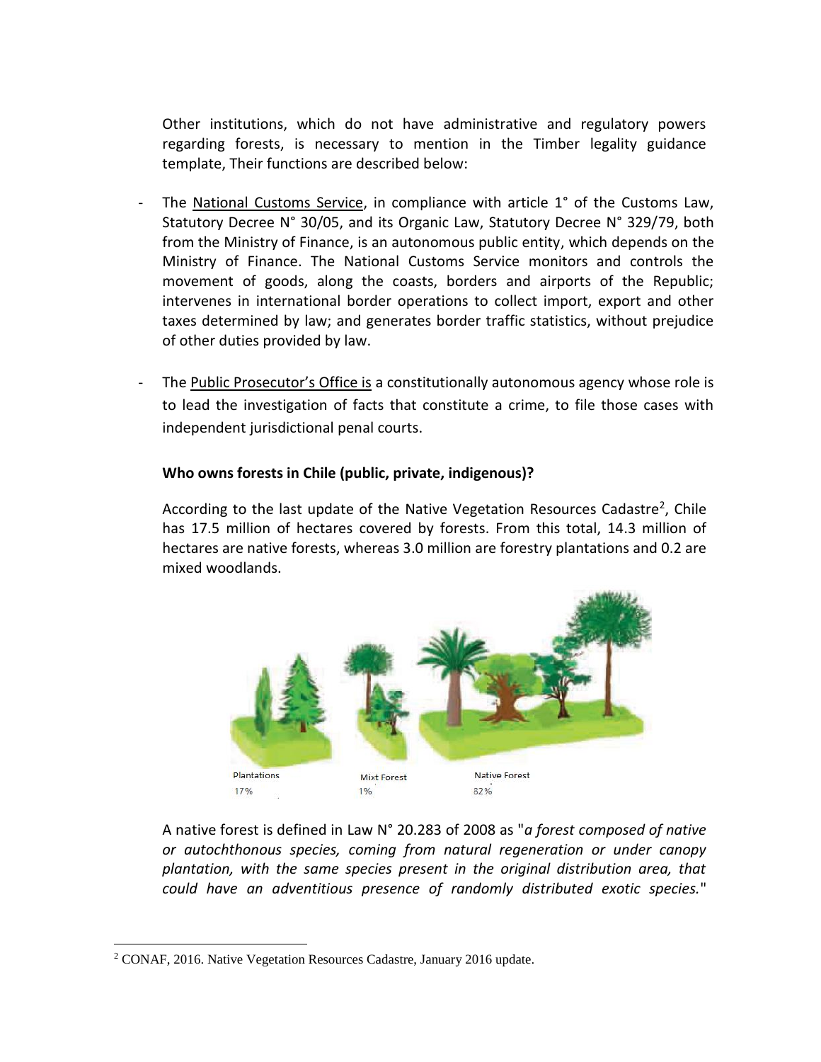Other institutions, which do not have administrative and regulatory powers regarding forests, is necessary to mention in the Timber legality guidance template, Their functions are described below:

- The National Customs Service, in compliance with article 1° of the Customs Law, Statutory Decree N° 30/05, and its Organic Law, Statutory Decree N° 329/79, both from the Ministry of Finance, is an autonomous public entity, which depends on the Ministry of Finance. The National Customs Service monitors and controls the movement of goods, along the coasts, borders and airports of the Republic; intervenes in international border operations to collect import, export and other taxes determined by law; and generates border traffic statistics, without prejudice of other duties provided by law.

- The Public Prosecutor's Office is a constitutionally autonomous agency whose role is to lead the investigation of facts that constitute a crime, to file those cases with independent jurisdictional penal courts.

**Who owns forests in Chile (public, private, indigenous)?**

According to the last update of the Native Vegetation Resources Cadastre[2], Chile has 17.5 million of hectares covered by forests. From this total, 14.3 million of hectares are native forests, whereas 3.0 million are forestry plantations and 0.2 are mixed woodlands.

Plantations 17% | Mixt Forest 1% | Native Forest 82%

A native forest is defined in Law N° 20.283 of 2008 as "*a forest composed of native or autochthonous species, coming from natural regeneration or under canopy plantation, with the same species present in the original distribution area, that could have an adventitious presence of randomly distributed exotic species.*"

[2] CONAF, 2016. Native Vegetation Resources Cadastre, January 2016 update.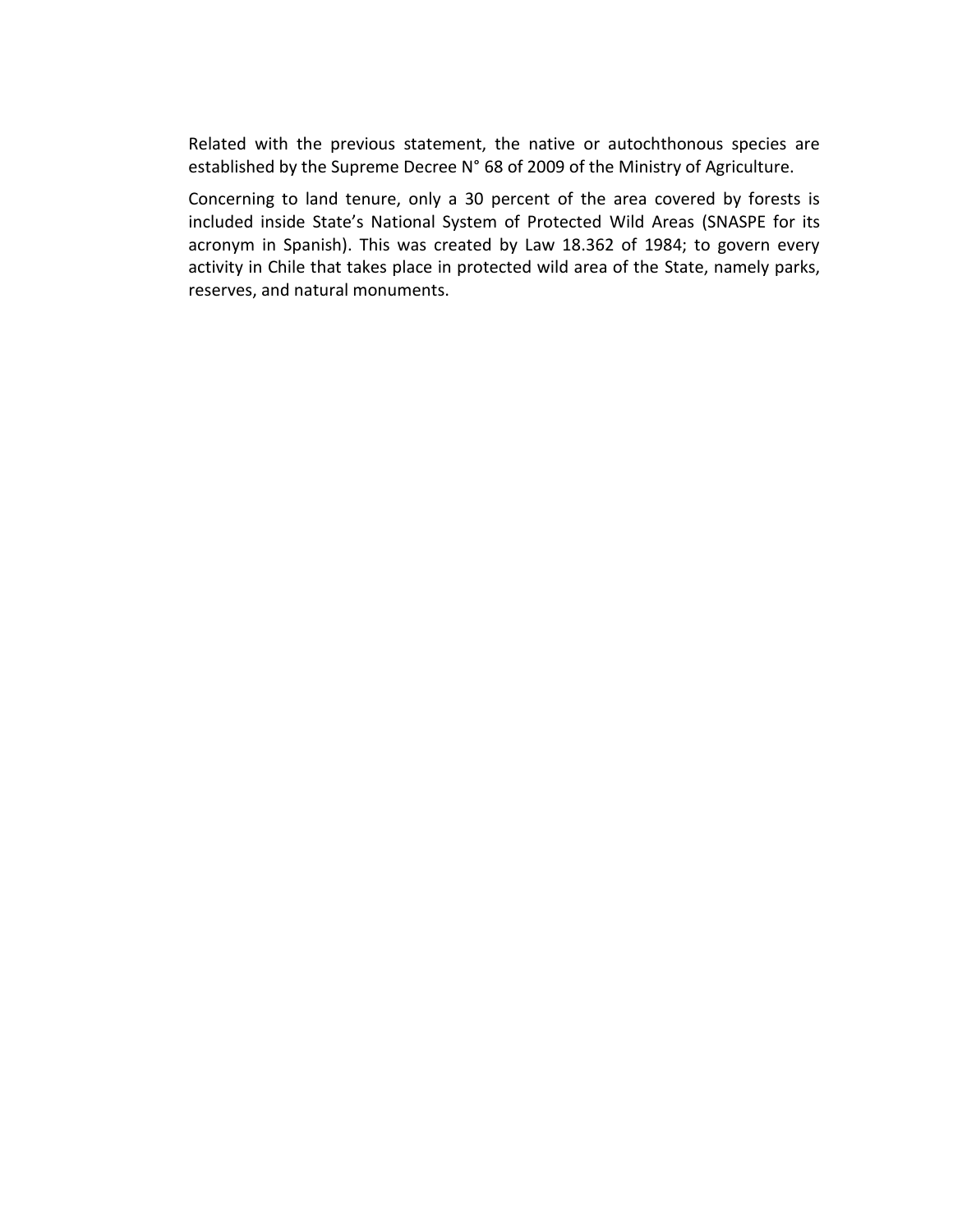Related with the previous statement, the native or autochthonous species are established by the Supreme Decree N° 68 of 2009 of the Ministry of Agriculture.

Concerning to land tenure, only a 30 percent of the area covered by forests is included inside State's National System of Protected Wild Areas (SNASPE for its acronym in Spanish). This was created by Law 18.362 of 1984; to govern every activity in Chile that takes place in protected wild area of the State, namely parks, reserves, and natural monuments.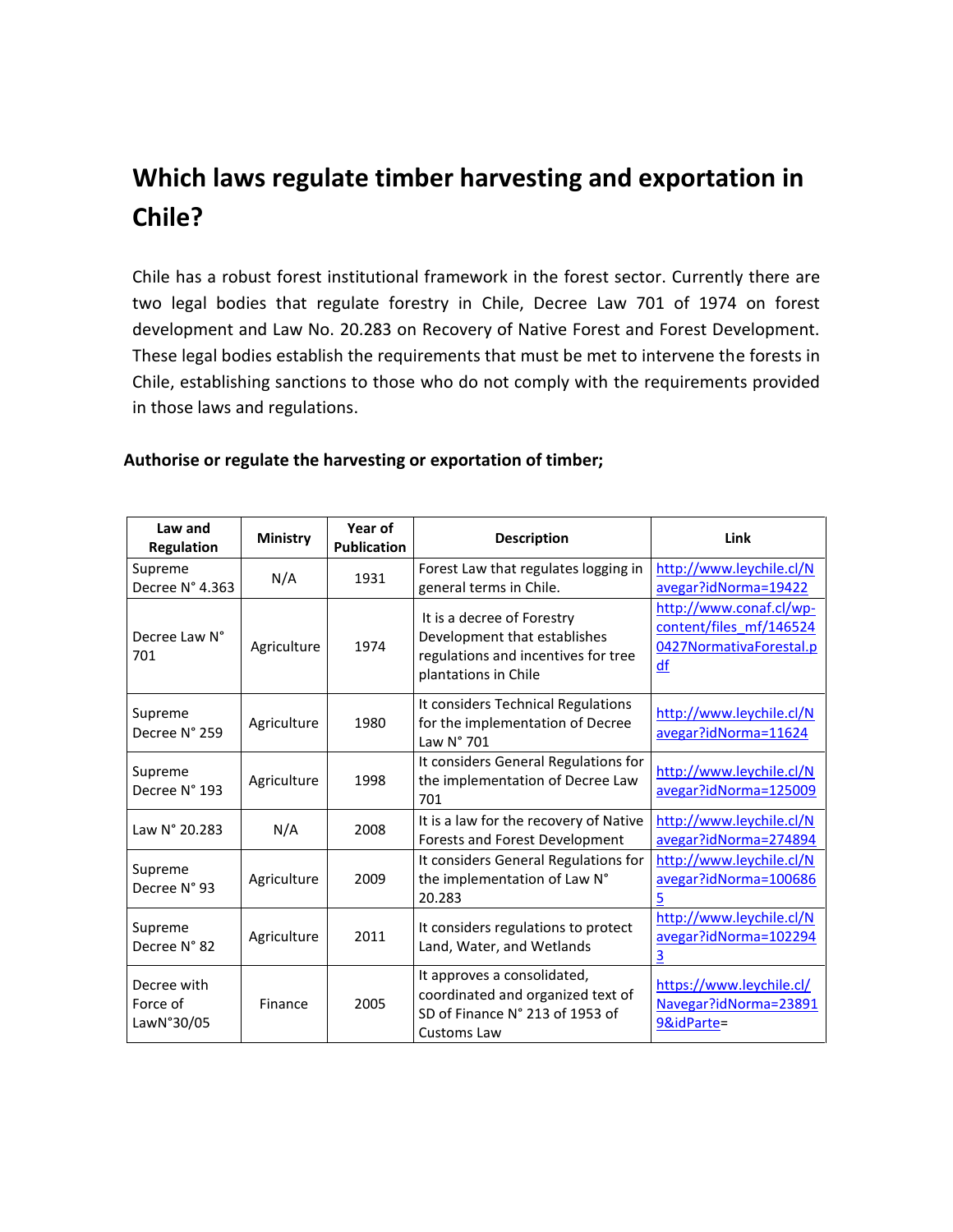# Which laws regulate timber harvesting and exportation in Chile?

Chile has a robust forest institutional framework in the forest sector. Currently there are two legal bodies that regulate forestry in Chile, Decree Law 701 of 1974 on forest development and Law No. 20.283 on Recovery of Native Forest and Forest Development. These legal bodies establish the requirements that must be met to intervene the forests in Chile, establishing sanctions to those who do not comply with the requirements provided in those laws and regulations.

**Authorise or regulate the harvesting or exportation of timber;**

| Law and Regulation | Ministry | Year of Publication | Description | Link |
|---|---|---|---|---|
| Supreme Decree N° 4.363 | N/A | 1931 | Forest Law that regulates logging in general terms in Chile. | http://www.leychile.cl/Navegar?idNorma=19422 |
| Decree Law N° 701 | Agriculture | 1974 | It is a decree of Forestry Development that establishes regulations and incentives for tree plantations in Chile | http://www.conaf.cl/wp-content/files_mf/1465240427NormativaForestal.pdf |
| Supreme Decree N° 259 | Agriculture | 1980 | It considers Technical Regulations for the implementation of Decree Law N° 701 | http://www.leychile.cl/Navegar?idNorma=11624 |
| Supreme Decree N° 193 | Agriculture | 1998 | It considers General Regulations for the implementation of Decree Law 701 | http://www.leychile.cl/Navegar?idNorma=125009 |
| Law N° 20.283 | N/A | 2008 | It is a law for the recovery of Native Forests and Forest Development | http://www.leychile.cl/Navegar?idNorma=274894 |
| Supreme Decree N° 93 | Agriculture | 2009 | It considers General Regulations for the implementation of Law N° 20.283 | http://www.leychile.cl/Navegar?idNorma=1006865 |
| Supreme Decree N° 82 | Agriculture | 2011 | It considers regulations to protect Land, Water, and Wetlands | http://www.leychile.cl/Navegar?idNorma=1022943 |
| Decree with Force of LawN°30/05 | Finance | 2005 | It approves a consolidated, coordinated and organized text of SD of Finance N° 213 of 1953 of Customs Law | https://www.leychile.cl/Navegar?idNorma=238919&idParte= |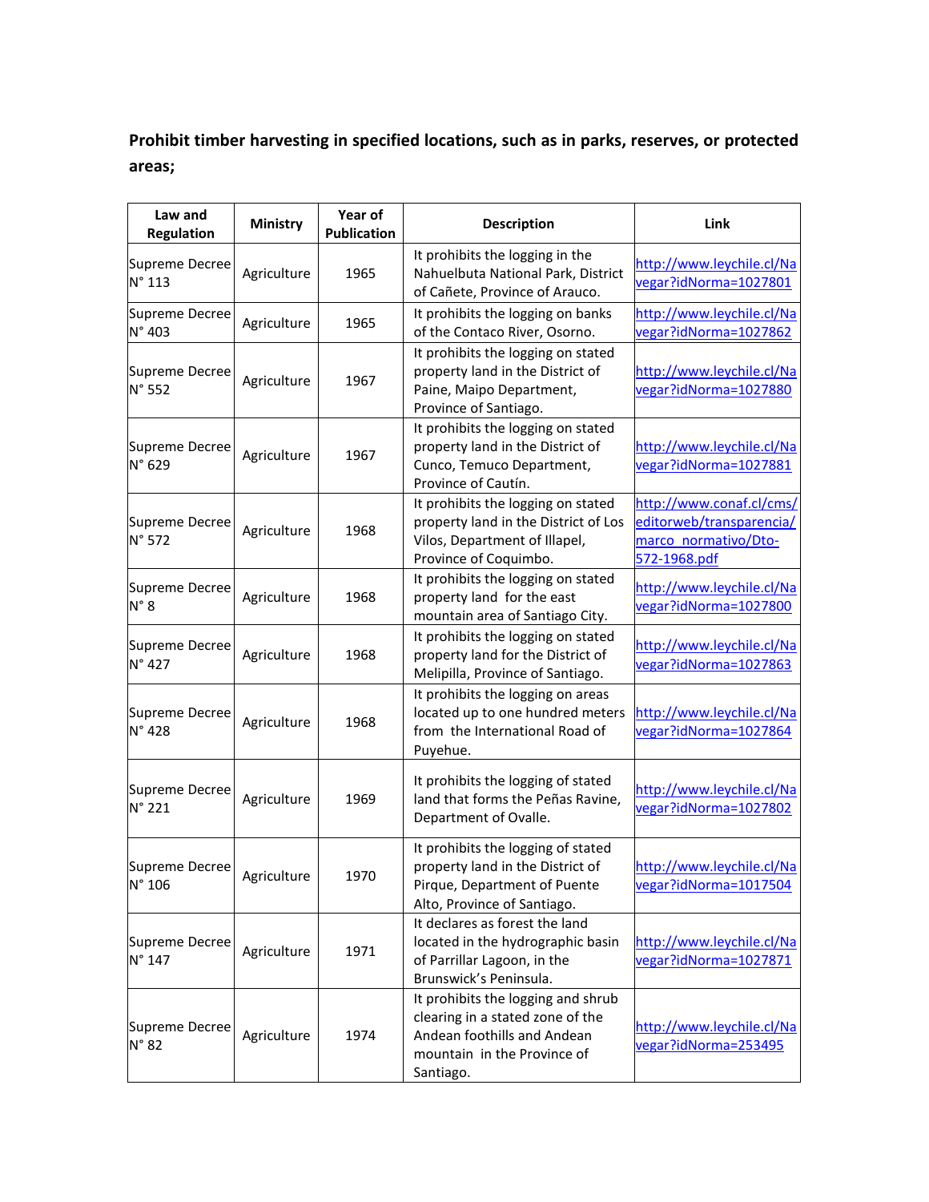**Prohibit timber harvesting in specified locations, such as in parks, reserves, or protected areas;**

| Law and Regulation | Ministry | Year of Publication | Description | Link |
|---|---|---|---|---|
| Supreme Decree N° 113 | Agriculture | 1965 | It prohibits the logging in the Nahuelbuta National Park, District of Cañete, Province of Arauco. | http://www.leychile.cl/Navegar?idNorma=1027801 |
| Supreme Decree N° 403 | Agriculture | 1965 | It prohibits the logging on banks of the Contaco River, Osorno. | http://www.leychile.cl/Navegar?idNorma=1027862 |
| Supreme Decree N° 552 | Agriculture | 1967 | It prohibits the logging on stated property land in the District of Paine, Maipo Department, Province of Santiago. | http://www.leychile.cl/Navegar?idNorma=1027880 |
| Supreme Decree N° 629 | Agriculture | 1967 | It prohibits the logging on stated property land in the District of Cunco, Temuco Department, Province of Cautín. | http://www.leychile.cl/Navegar?idNorma=1027881 |
| Supreme Decree N° 572 | Agriculture | 1968 | It prohibits the logging on stated property land in the District of Los Vilos, Department of Illapel, Province of Coquimbo. | http://www.conaf.cl/cms/editorweb/transparencia/marco_normativo/Dto-572-1968.pdf |
| Supreme Decree N° 8 | Agriculture | 1968 | It prohibits the logging on stated property land for the east mountain area of Santiago City. | http://www.leychile.cl/Navegar?idNorma=1027800 |
| Supreme Decree N° 427 | Agriculture | 1968 | It prohibits the logging on stated property land for the District of Melipilla, Province of Santiago. | http://www.leychile.cl/Navegar?idNorma=1027863 |
| Supreme Decree N° 428 | Agriculture | 1968 | It prohibits the logging on areas located up to one hundred meters from the International Road of Puyehue. | http://www.leychile.cl/Navegar?idNorma=1027864 |
| Supreme Decree N° 221 | Agriculture | 1969 | It prohibits the logging of stated land that forms the Peñas Ravine, Department of Ovalle. | http://www.leychile.cl/Navegar?idNorma=1027802 |
| Supreme Decree N° 106 | Agriculture | 1970 | It prohibits the logging of stated property land in the District of Pirque, Department of Puente Alto, Province of Santiago. | http://www.leychile.cl/Navegar?idNorma=1017504 |
| Supreme Decree N° 147 | Agriculture | 1971 | It declares as forest the land located in the hydrographic basin of Parrillar Lagoon, in the Brunswick's Peninsula. | http://www.leychile.cl/Navegar?idNorma=1027871 |
| Supreme Decree N° 82 | Agriculture | 1974 | It prohibits the logging and shrub clearing in a stated zone of the Andean foothills and Andean mountain in the Province of Santiago. | http://www.leychile.cl/Navegar?idNorma=253495 |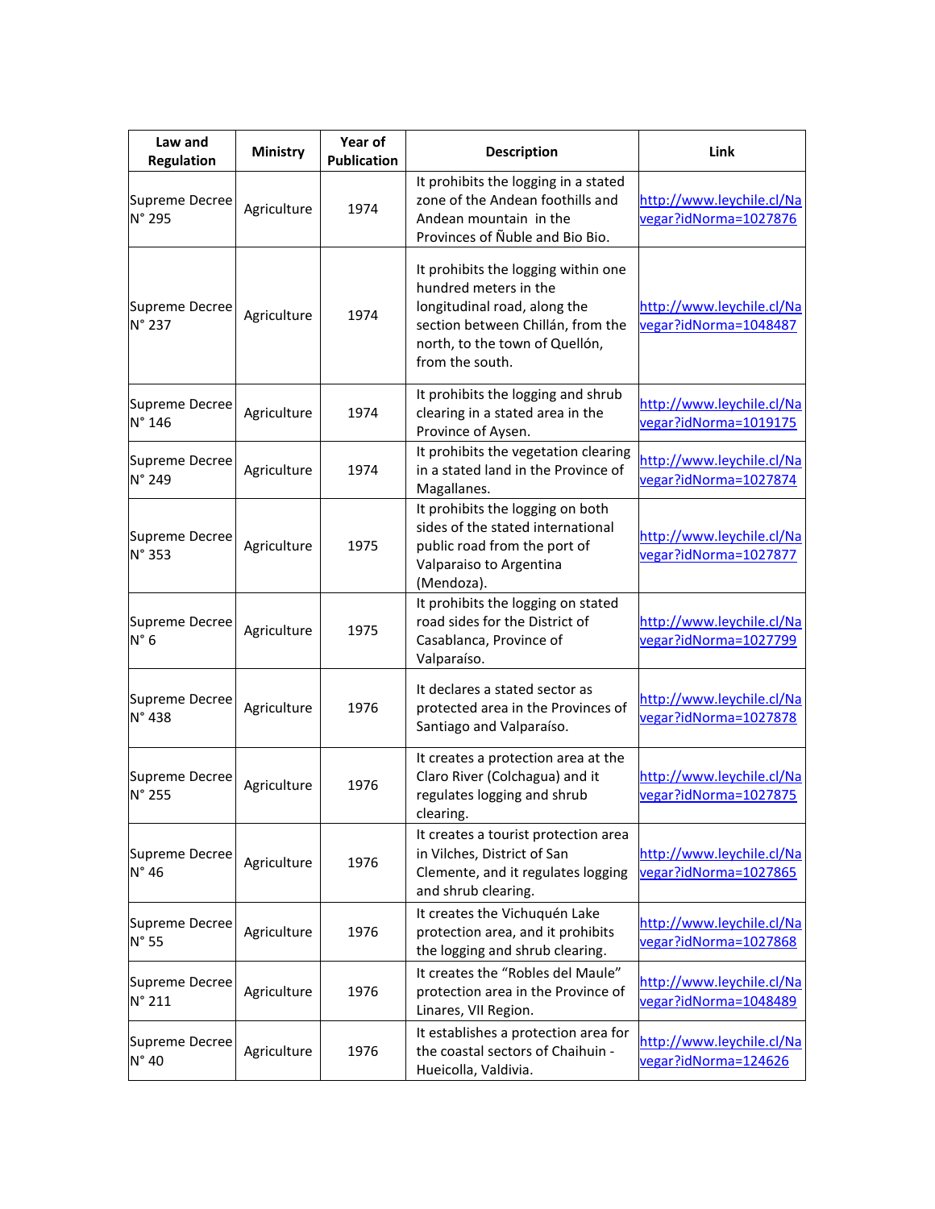| Law and Regulation | Ministry | Year of Publication | Description | Link |
|---|---|---|---|---|
| Supreme Decree N° 295 | Agriculture | 1974 | It prohibits the logging in a stated zone of the Andean foothills and Andean mountain in the Provinces of Ñuble and Bio Bio. | http://www.leychile.cl/Navegar?idNorma=1027876 |
| Supreme Decree N° 237 | Agriculture | 1974 | It prohibits the logging within one hundred meters in the longitudinal road, along the section between Chillán, from the north, to the town of Quellón, from the south. | http://www.leychile.cl/Navegar?idNorma=1048487 |
| Supreme Decree N° 146 | Agriculture | 1974 | It prohibits the logging and shrub clearing in a stated area in the Province of Aysen. | http://www.leychile.cl/Navegar?idNorma=1019175 |
| Supreme Decree N° 249 | Agriculture | 1974 | It prohibits the vegetation clearing in a stated land in the Province of Magallanes. | http://www.leychile.cl/Navegar?idNorma=1027874 |
| Supreme Decree N° 353 | Agriculture | 1975 | It prohibits the logging on both sides of the stated international public road from the port of Valparaiso to Argentina (Mendoza). | http://www.leychile.cl/Navegar?idNorma=1027877 |
| Supreme Decree N° 6 | Agriculture | 1975 | It prohibits the logging on stated road sides for the District of Casablanca, Province of Valparaíso. | http://www.leychile.cl/Navegar?idNorma=1027799 |
| Supreme Decree N° 438 | Agriculture | 1976 | It declares a stated sector as protected area in the Provinces of Santiago and Valparaíso. | http://www.leychile.cl/Navegar?idNorma=1027878 |
| Supreme Decree N° 255 | Agriculture | 1976 | It creates a protection area at the Claro River (Colchagua) and it regulates logging and shrub clearing. | http://www.leychile.cl/Navegar?idNorma=1027875 |
| Supreme Decree N° 46 | Agriculture | 1976 | It creates a tourist protection area in Vilches, District of San Clemente, and it regulates logging and shrub clearing. | http://www.leychile.cl/Navegar?idNorma=1027865 |
| Supreme Decree N° 55 | Agriculture | 1976 | It creates the Vichuquén Lake protection area, and it prohibits the logging and shrub clearing. | http://www.leychile.cl/Navegar?idNorma=1027868 |
| Supreme Decree N° 211 | Agriculture | 1976 | It creates the "Robles del Maule" protection area in the Province of Linares, VII Region. | http://www.leychile.cl/Navegar?idNorma=1048489 |
| Supreme Decree N° 40 | Agriculture | 1976 | It establishes a protection area for the coastal sectors of Chaihuin - Hueicolla, Valdivia. | http://www.leychile.cl/Navegar?idNorma=124626 |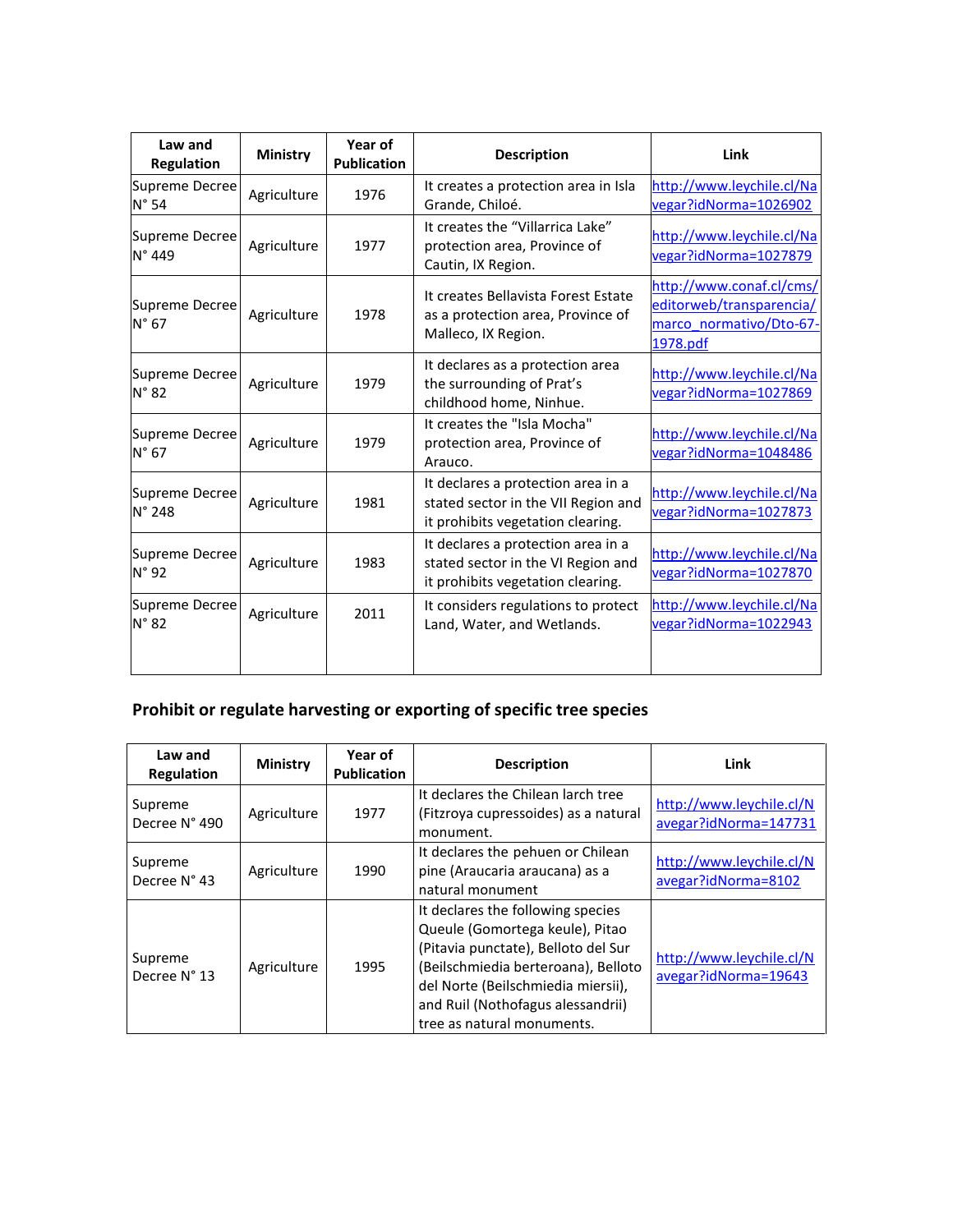| Law and Regulation | Ministry | Year of Publication | Description | Link |
|---|---|---|---|---|
| Supreme Decree N° 54 | Agriculture | 1976 | It creates a protection area in Isla Grande, Chiloé. | http://www.leychile.cl/Navegar?idNorma=1026902 |
| Supreme Decree N° 449 | Agriculture | 1977 | It creates the "Villarrica Lake" protection area, Province of Cautin, IX Region. | http://www.leychile.cl/Navegar?idNorma=1027879 |
| Supreme Decree N° 67 | Agriculture | 1978 | It creates Bellavista Forest Estate as a protection area, Province of Malleco, IX Region. | http://www.conaf.cl/cms/editorweb/transparencia/marco_normativo/Dto-67-1978.pdf |
| Supreme Decree N° 82 | Agriculture | 1979 | It declares as a protection area the surrounding of Prat's childhood home, Ninhue. | http://www.leychile.cl/Navegar?idNorma=1027869 |
| Supreme Decree N° 67 | Agriculture | 1979 | It creates the "Isla Mocha" protection area, Province of Arauco. | http://www.leychile.cl/Navegar?idNorma=1048486 |
| Supreme Decree N° 248 | Agriculture | 1981 | It declares a protection area in a stated sector in the VII Region and it prohibits vegetation clearing. | http://www.leychile.cl/Navegar?idNorma=1027873 |
| Supreme Decree N° 92 | Agriculture | 1983 | It declares a protection area in a stated sector in the VI Region and it prohibits vegetation clearing. | http://www.leychile.cl/Navegar?idNorma=1027870 |
| Supreme Decree N° 82 | Agriculture | 2011 | It considers regulations to protect Land, Water, and Wetlands. | http://www.leychile.cl/Navegar?idNorma=1022943 |

## Prohibit or regulate harvesting or exporting of specific tree species

| Law and Regulation | Ministry | Year of Publication | Description | Link |
|---|---|---|---|---|
| Supreme Decree N° 490 | Agriculture | 1977 | It declares the Chilean larch tree (Fitzroya cupressoides) as a natural monument. | http://www.leychile.cl/Navegar?idNorma=147731 |
| Supreme Decree N° 43 | Agriculture | 1990 | It declares the pehuen or Chilean pine (Araucaria araucana) as a natural monument | http://www.leychile.cl/Navegar?idNorma=8102 |
| Supreme Decree N° 13 | Agriculture | 1995 | It declares the following species Queule (Gomortega keule), Pitao (Pitavia punctate), Belloto del Sur (Beilschmiedia berteroana), Belloto del Norte (Beilschmiedia miersii), and Ruil (Nothofagus alessandrii) tree as natural monuments. | http://www.leychile.cl/Navegar?idNorma=19643 |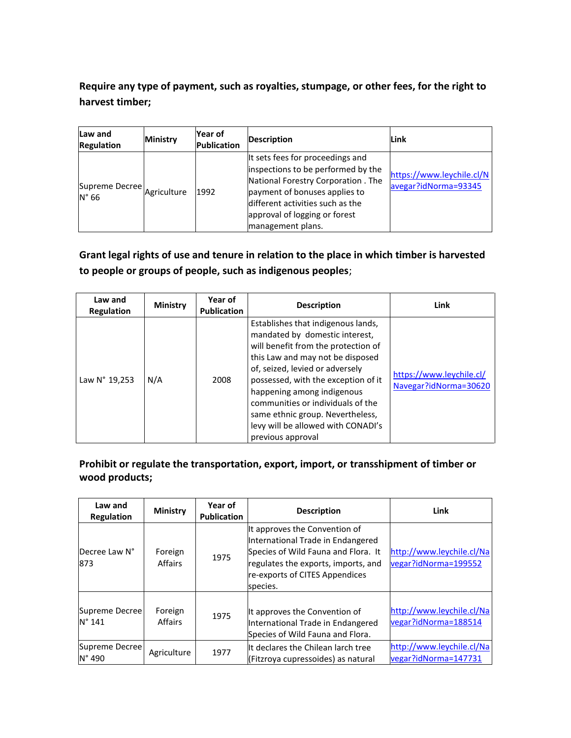**Require any type of payment, such as royalties, stumpage, or other fees, for the right to harvest timber;**

| Law and Regulation | Ministry | Year of Publication | Description | Link |
|---|---|---|---|---|
| Supreme Decree N° 66 | Agriculture | 1992 | It sets fees for proceedings and inspections to be performed by the National Forestry Corporation . The payment of bonuses applies to different activities such as the approval of logging or forest management plans. | https://www.leychile.cl/Navegar?idNorma=93345 |

**Grant legal rights of use and tenure in relation to the place in which timber is harvested to people or groups of people, such as indigenous peoples**;

| Law and Regulation | Ministry | Year of Publication | Description | Link |
|---|---|---|---|---|
| Law N° 19,253 | N/A | 2008 | Establishes that indigenous lands, mandated by domestic interest, will benefit from the protection of this Law and may not be disposed of, seized, levied or adversely possessed, with the exception of it happening among indigenous communities or individuals of the same ethnic group. Nevertheless, levy will be allowed with CONADI's previous approval | https://www.leychile.cl/Navegar?idNorma=30620 |

**Prohibit or regulate the transportation, export, import, or transshipment of timber or wood products;**

| Law and Regulation | Ministry | Year of Publication | Description | Link |
|---|---|---|---|---|
| Decree Law N° 873 | Foreign Affairs | 1975 | It approves the Convention of International Trade in Endangered Species of Wild Fauna and Flora. It regulates the exports, imports, and re-exports of CITES Appendices species. | http://www.leychile.cl/Navegar?idNorma=199552 |
| Supreme Decree N° 141 | Foreign Affairs | 1975 | It approves the Convention of International Trade in Endangered Species of Wild Fauna and Flora. | http://www.leychile.cl/Navegar?idNorma=188514 |
| Supreme Decree N° 490 | Agriculture | 1977 | It declares the Chilean larch tree (Fitzroya cupressoides) as natural | http://www.leychile.cl/Navegar?idNorma=147731 |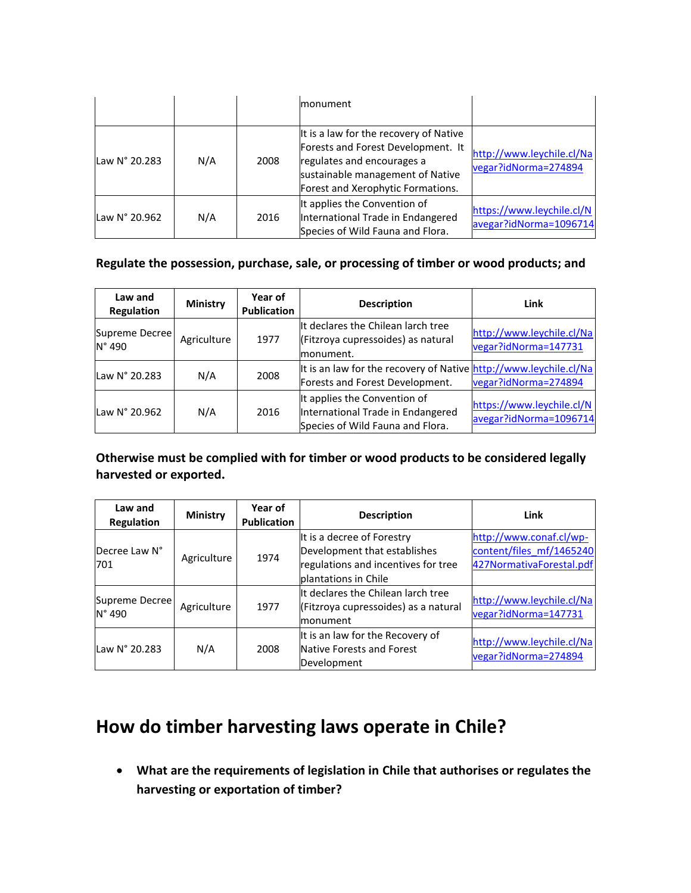| | | | monument | |
|---|---|---|---|---|
| Law N° 20.283 | N/A | 2008 | It is a law for the recovery of Native Forests and Forest Development. It regulates and encourages a sustainable management of Native Forest and Xerophytic Formations. | http://www.leychile.cl/Navegar?idNorma=274894 |
| Law N° 20.962 | N/A | 2016 | It applies the Convention of International Trade in Endangered Species of Wild Fauna and Flora. | https://www.leychile.cl/Navegar?idNorma=1096714 |

**Regulate the possession, purchase, sale, or processing of timber or wood products; and**

| Law and Regulation | Ministry | Year of Publication | Description | Link |
|---|---|---|---|---|
| Supreme Decree N° 490 | Agriculture | 1977 | It declares the Chilean larch tree (Fitzroya cupressoides) as natural monument. | http://www.leychile.cl/Navegar?idNorma=147731 |
| Law N° 20.283 | N/A | 2008 | It is an law for the recovery of Native Forests and Forest Development. | http://www.leychile.cl/Navegar?idNorma=274894 |
| Law N° 20.962 | N/A | 2016 | It applies the Convention of International Trade in Endangered Species of Wild Fauna and Flora. | https://www.leychile.cl/Navegar?idNorma=1096714 |

**Otherwise must be complied with for timber or wood products to be considered legally harvested or exported.**

| Law and Regulation | Ministry | Year of Publication | Description | Link |
|---|---|---|---|---|
| Decree Law N° 701 | Agriculture | 1974 | It is a decree of Forestry Development that establishes regulations and incentives for tree plantations in Chile | http://www.conaf.cl/wp-content/files_mf/1465240427NormativaForestal.pdf |
| Supreme Decree N° 490 | Agriculture | 1977 | It declares the Chilean larch tree (Fitzroya cupressoides) as a natural monument | http://www.leychile.cl/Navegar?idNorma=147731 |
| Law N° 20.283 | N/A | 2008 | It is an law for the Recovery of Native Forests and Forest Development | http://www.leychile.cl/Navegar?idNorma=274894 |

# How do timber harvesting laws operate in Chile?

- **What are the requirements of legislation in Chile that authorises or regulates the harvesting or exportation of timber?**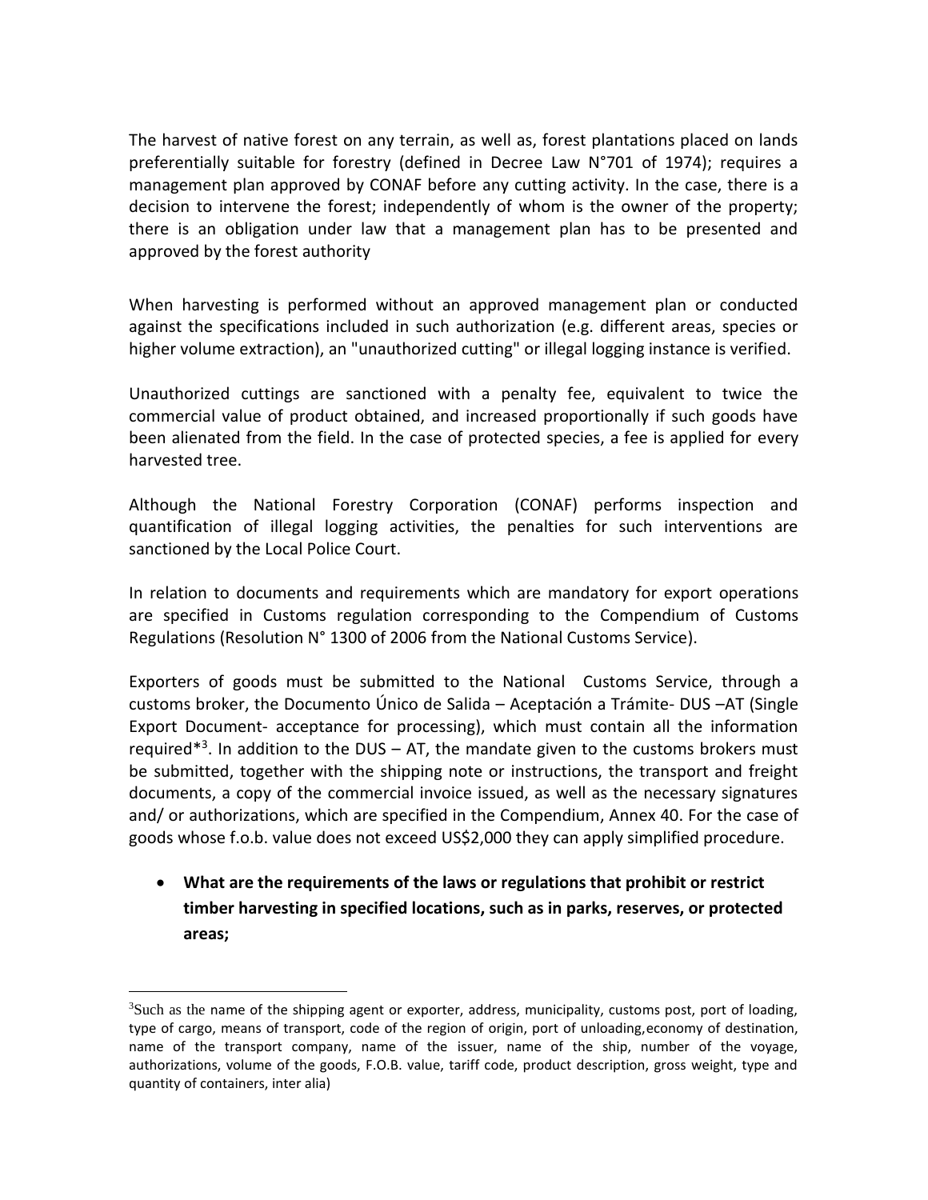The harvest of native forest on any terrain, as well as, forest plantations placed on lands preferentially suitable for forestry (defined in Decree Law N°701 of 1974); requires a management plan approved by CONAF before any cutting activity. In the case, there is a decision to intervene the forest; independently of whom is the owner of the property; there is an obligation under law that a management plan has to be presented and approved by the forest authority

When harvesting is performed without an approved management plan or conducted against the specifications included in such authorization (e.g. different areas, species or higher volume extraction), an "unauthorized cutting" or illegal logging instance is verified.

Unauthorized cuttings are sanctioned with a penalty fee, equivalent to twice the commercial value of product obtained, and increased proportionally if such goods have been alienated from the field. In the case of protected species, a fee is applied for every harvested tree.

Although the National Forestry Corporation (CONAF) performs inspection and quantification of illegal logging activities, the penalties for such interventions are sanctioned by the Local Police Court.

In relation to documents and requirements which are mandatory for export operations are specified in Customs regulation corresponding to the Compendium of Customs Regulations (Resolution N° 1300 of 2006 from the National Customs Service).

Exporters of goods must be submitted to the National Customs Service, through a customs broker, the Documento Único de Salida – Aceptación a Trámite- DUS –AT (Single Export Document- acceptance for processing), which must contain all the information required*[3]. In addition to the DUS – AT, the mandate given to the customs brokers must be submitted, together with the shipping note or instructions, the transport and freight documents, a copy of the commercial invoice issued, as well as the necessary signatures and/ or authorizations, which are specified in the Compendium, Annex 40. For the case of goods whose f.o.b. value does not exceed US$2,000 they can apply simplified procedure.

- **What are the requirements of the laws or regulations that prohibit or restrict timber harvesting in specified locations, such as in parks, reserves, or protected areas;**

---

[3] Such as the name of the shipping agent or exporter, address, municipality, customs post, port of loading, type of cargo, means of transport, code of the region of origin, port of unloading, economy of destination, name of the transport company, name of the issuer, name of the ship, number of the voyage, authorizations, volume of the goods, F.O.B. value, tariff code, product description, gross weight, type and quantity of containers, inter alia)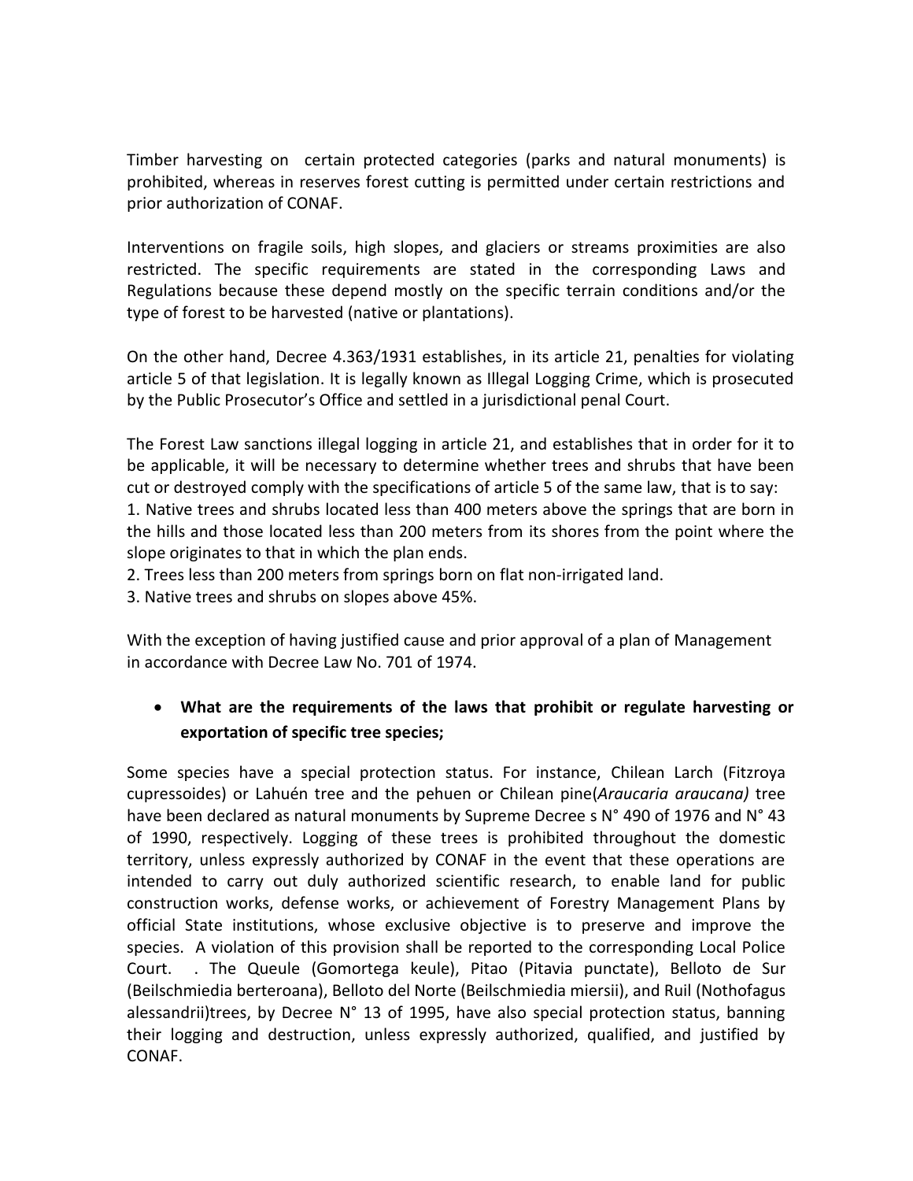Timber harvesting on certain protected categories (parks and natural monuments) is prohibited, whereas in reserves forest cutting is permitted under certain restrictions and prior authorization of CONAF.

Interventions on fragile soils, high slopes, and glaciers or streams proximities are also restricted. The specific requirements are stated in the corresponding Laws and Regulations because these depend mostly on the specific terrain conditions and/or the type of forest to be harvested (native or plantations).

On the other hand, Decree 4.363/1931 establishes, in its article 21, penalties for violating article 5 of that legislation. It is legally known as Illegal Logging Crime, which is prosecuted by the Public Prosecutor's Office and settled in a jurisdictional penal Court.

The Forest Law sanctions illegal logging in article 21, and establishes that in order for it to be applicable, it will be necessary to determine whether trees and shrubs that have been cut or destroyed comply with the specifications of article 5 of the same law, that is to say:
1. Native trees and shrubs located less than 400 meters above the springs that are born in the hills and those located less than 200 meters from its shores from the point where the slope originates to that in which the plan ends.
2. Trees less than 200 meters from springs born on flat non-irrigated land.
3. Native trees and shrubs on slopes above 45%.

With the exception of having justified cause and prior approval of a plan of Management in accordance with Decree Law No. 701 of 1974.

- **What are the requirements of the laws that prohibit or regulate harvesting or exportation of specific tree species;**

Some species have a special protection status. For instance, Chilean Larch (Fitzroya cupressoides) or Lahuén tree and the pehuen or Chilean pine(*Araucaria araucana)* tree have been declared as natural monuments by Supreme Decree s N° 490 of 1976 and N° 43 of 1990, respectively. Logging of these trees is prohibited throughout the domestic territory, unless expressly authorized by CONAF in the event that these operations are intended to carry out duly authorized scientific research, to enable land for public construction works, defense works, or achievement of Forestry Management Plans by official State institutions, whose exclusive objective is to preserve and improve the species. A violation of this provision shall be reported to the corresponding Local Police Court. . The Queule (Gomortega keule), Pitao (Pitavia punctate), Belloto de Sur (Beilschmiedia berteroana), Belloto del Norte (Beilschmiedia miersii), and Ruil (Nothofagus alessandrii)trees, by Decree N° 13 of 1995, have also special protection status, banning their logging and destruction, unless expressly authorized, qualified, and justified by CONAF.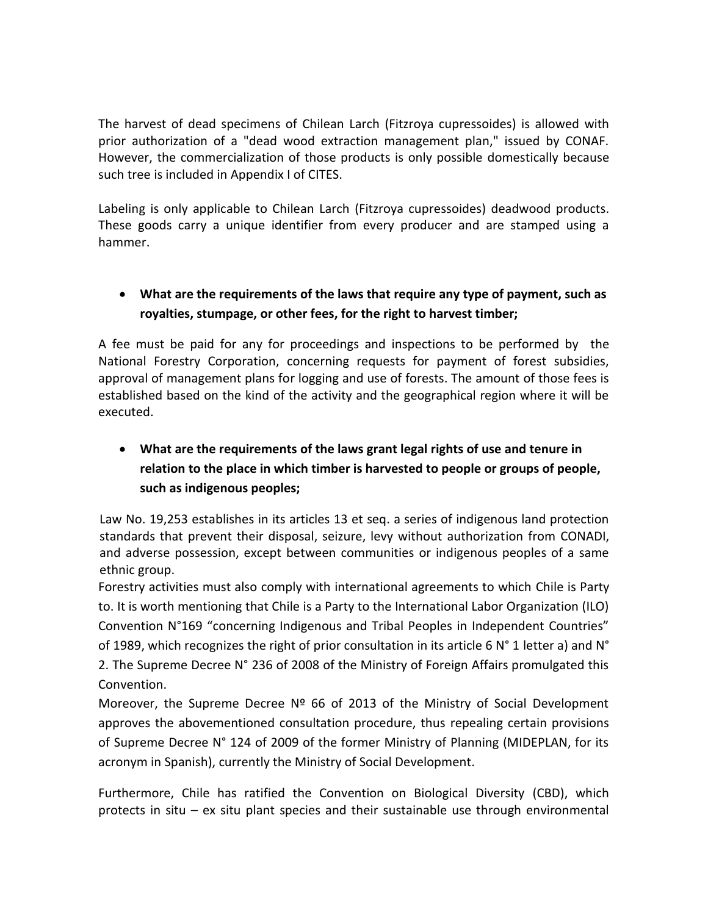The harvest of dead specimens of Chilean Larch (Fitzroya cupressoides) is allowed with prior authorization of a "dead wood extraction management plan," issued by CONAF. However, the commercialization of those products is only possible domestically because such tree is included in Appendix I of CITES.

Labeling is only applicable to Chilean Larch (Fitzroya cupressoides) deadwood products. These goods carry a unique identifier from every producer and are stamped using a hammer.

- **What are the requirements of the laws that require any type of payment, such as royalties, stumpage, or other fees, for the right to harvest timber;**

A fee must be paid for any for proceedings and inspections to be performed by the National Forestry Corporation, concerning requests for payment of forest subsidies, approval of management plans for logging and use of forests. The amount of those fees is established based on the kind of the activity and the geographical region where it will be executed.

- **What are the requirements of the laws grant legal rights of use and tenure in relation to the place in which timber is harvested to people or groups of people, such as indigenous peoples;**

Law No. 19,253 establishes in its articles 13 et seq. a series of indigenous land protection standards that prevent their disposal, seizure, levy without authorization from CONADI, and adverse possession, except between communities or indigenous peoples of a same ethnic group.

Forestry activities must also comply with international agreements to which Chile is Party to. It is worth mentioning that Chile is a Party to the International Labor Organization (ILO) Convention N°169 "concerning Indigenous and Tribal Peoples in Independent Countries" of 1989, which recognizes the right of prior consultation in its article 6 N° 1 letter a) and N° 2. The Supreme Decree N° 236 of 2008 of the Ministry of Foreign Affairs promulgated this Convention.

Moreover, the Supreme Decree Nº 66 of 2013 of the Ministry of Social Development approves the abovementioned consultation procedure, thus repealing certain provisions of Supreme Decree N° 124 of 2009 of the former Ministry of Planning (MIDEPLAN, for its acronym in Spanish), currently the Ministry of Social Development.

Furthermore, Chile has ratified the Convention on Biological Diversity (CBD), which protects in situ – ex situ plant species and their sustainable use through environmental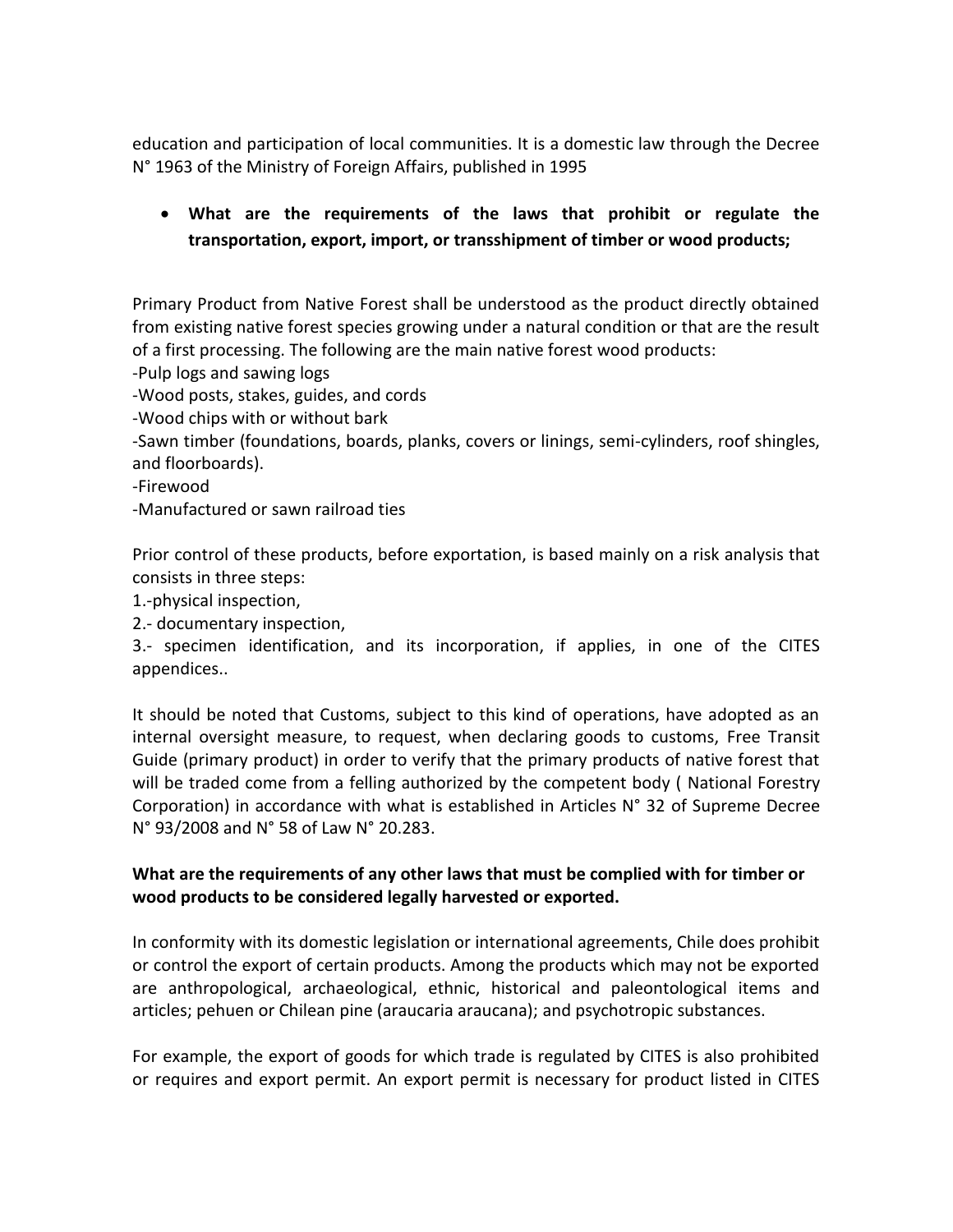education and participation of local communities. It is a domestic law through the Decree N° 1963 of the Ministry of Foreign Affairs, published in 1995

- **What are the requirements of the laws that prohibit or regulate the transportation, export, import, or transshipment of timber or wood products;**

Primary Product from Native Forest shall be understood as the product directly obtained from existing native forest species growing under a natural condition or that are the result of a first processing. The following are the main native forest wood products:
-Pulp logs and sawing logs
-Wood posts, stakes, guides, and cords
-Wood chips with or without bark
-Sawn timber (foundations, boards, planks, covers or linings, semi-cylinders, roof shingles, and floorboards).
-Firewood
-Manufactured or sawn railroad ties

Prior control of these products, before exportation, is based mainly on a risk analysis that consists in three steps:
1.-physical inspection,
2.- documentary inspection,
3.- specimen identification, and its incorporation, if applies, in one of the CITES appendices..

It should be noted that Customs, subject to this kind of operations, have adopted as an internal oversight measure, to request, when declaring goods to customs, Free Transit Guide (primary product) in order to verify that the primary products of native forest that will be traded come from a felling authorized by the competent body ( National Forestry Corporation) in accordance with what is established in Articles N° 32 of Supreme Decree N° 93/2008 and N° 58 of Law N° 20.283.

**What are the requirements of any other laws that must be complied with for timber or wood products to be considered legally harvested or exported.**

In conformity with its domestic legislation or international agreements, Chile does prohibit or control the export of certain products. Among the products which may not be exported are anthropological, archaeological, ethnic, historical and paleontological items and articles; pehuen or Chilean pine (araucaria araucana); and psychotropic substances.

For example, the export of goods for which trade is regulated by CITES is also prohibited or requires and export permit. An export permit is necessary for product listed in CITES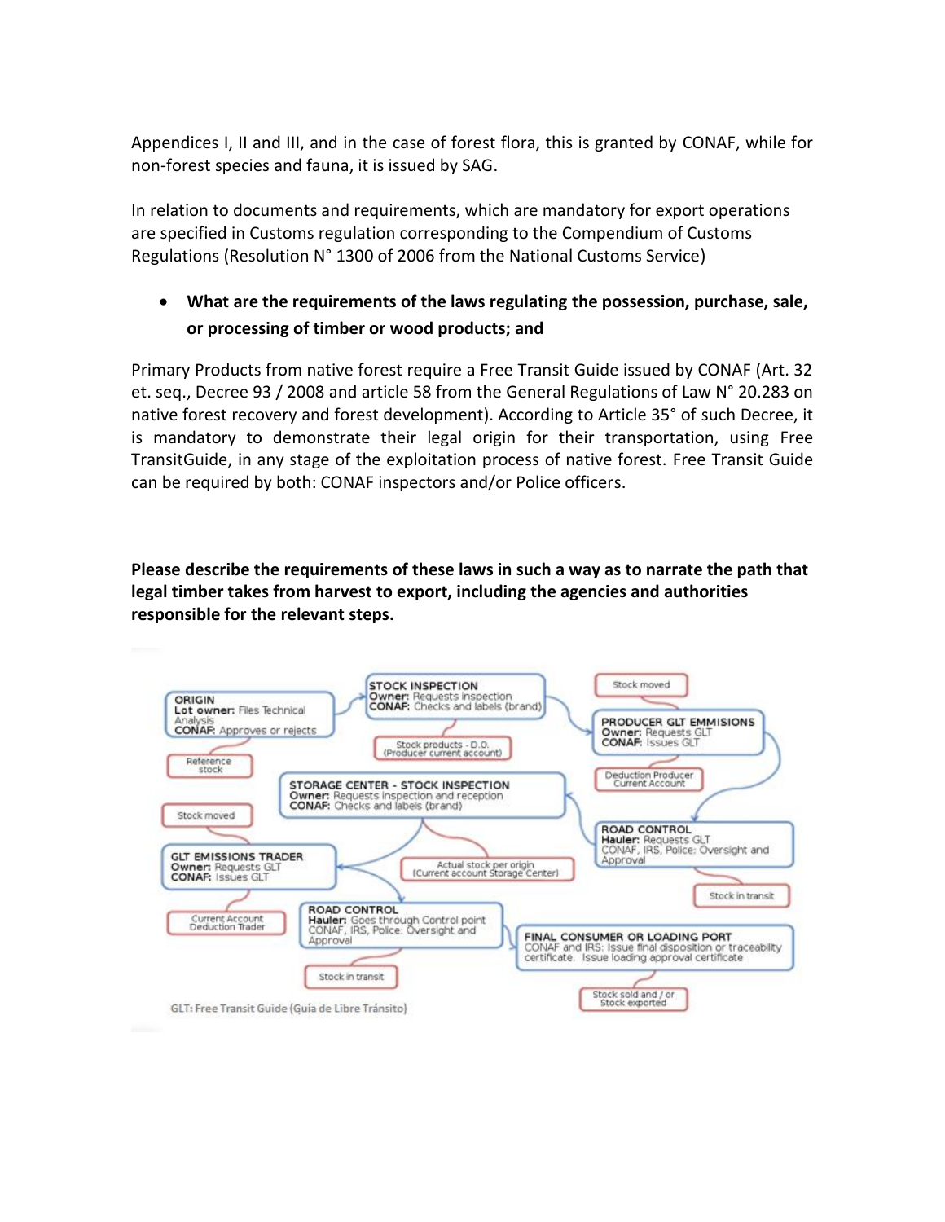Appendices I, II and III, and in the case of forest flora, this is granted by CONAF, while for non-forest species and fauna, it is issued by SAG.

In relation to documents and requirements, which are mandatory for export operations are specified in Customs regulation corresponding to the Compendium of Customs Regulations (Resolution N° 1300 of 2006 from the National Customs Service)

- **What are the requirements of the laws regulating the possession, purchase, sale, or processing of timber or wood products; and**

Primary Products from native forest require a Free Transit Guide issued by CONAF (Art. 32 et. seq., Decree 93 / 2008 and article 58 from the General Regulations of Law N° 20.283 on native forest recovery and forest development). According to Article 35° of such Decree, it is mandatory to demonstrate their legal origin for their transportation, using Free TransitGuide, in any stage of the exploitation process of native forest. Free Transit Guide can be required by both: CONAF inspectors and/or Police officers.

**Please describe the requirements of these laws in such a way as to narrate the path that legal timber takes from harvest to export, including the agencies and authorities responsible for the relevant steps.**

**ORIGIN**
**Lot owner:** Files Technical Analysis
**CONAF:** Approves or rejects

Reference stock

**STOCK INSPECTION**
**Owner:** Requests inspection
**CONAF:** Checks and labels (brand)

Stock products - D.O. (Producer current account)

Stock moved

**PRODUCER GLT EMMISIONS**
**Owner:** Requests GLT
**CONAF:** Issues GLT

Deduction Producer Current Account

**ROAD CONTROL**
**Hauler:** Requests GLT
CONAF, IRS, Police: Oversight and Approval

Stock in transit

**STORAGE CENTER - STOCK INSPECTION**
**Owner:** Requests inspection and reception
**CONAF:** Checks and labels (brand)

Actual stock per origin (Current account Storage Center)

Stock moved

**GLT EMISSIONS TRADER**
**Owner:** Requests GLT
**CONAF:** Issues GLT

Current Account Deduction Trader

**ROAD CONTROL**
**Hauler:** Goes through Control point
CONAF, IRS, Police: Oversight and Approval

Stock in transit

**FINAL CONSUMER OR LOADING PORT**
CONAF and IRS: Issue final disposition or traceability certificate. Issue loading approval certificate

Stock sold and / or Stock exported

GLT: Free Transit Guide (Guía de Libre Tránsito)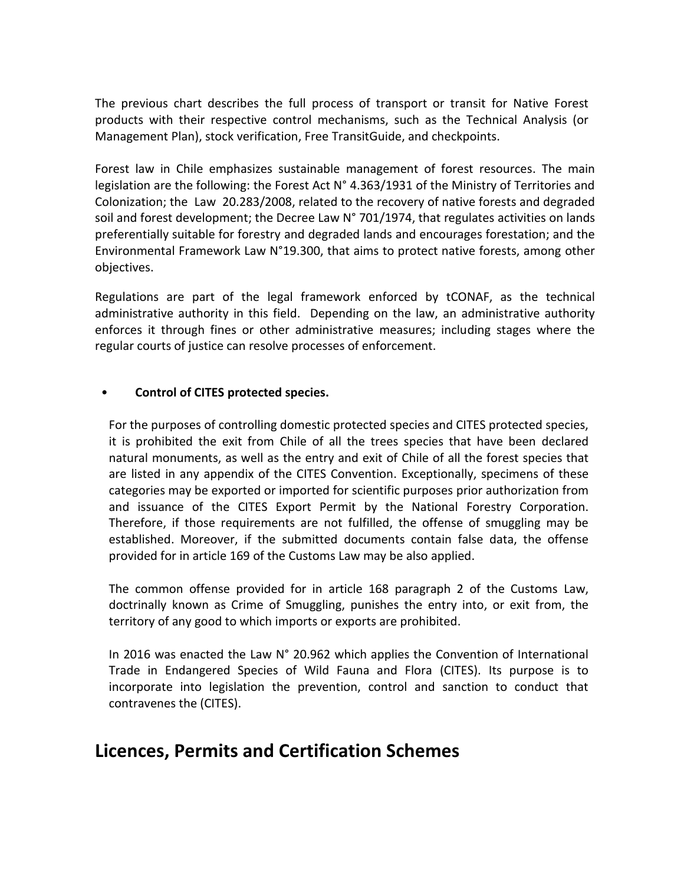The previous chart describes the full process of transport or transit for Native Forest products with their respective control mechanisms, such as the Technical Analysis (or Management Plan), stock verification, Free TransitGuide, and checkpoints.

Forest law in Chile emphasizes sustainable management of forest resources. The main legislation are the following: the Forest Act N° 4.363/1931 of the Ministry of Territories and Colonization; the Law 20.283/2008, related to the recovery of native forests and degraded soil and forest development; the Decree Law N° 701/1974, that regulates activities on lands preferentially suitable for forestry and degraded lands and encourages forestation; and the Environmental Framework Law N°19.300, that aims to protect native forests, among other objectives.

Regulations are part of the legal framework enforced by tCONAF, as the technical administrative authority in this field. Depending on the law, an administrative authority enforces it through fines or other administrative measures; including stages where the regular courts of justice can resolve processes of enforcement.

- **Control of CITES protected species.**

  For the purposes of controlling domestic protected species and CITES protected species, it is prohibited the exit from Chile of all the trees species that have been declared natural monuments, as well as the entry and exit of Chile of all the forest species that are listed in any appendix of the CITES Convention. Exceptionally, specimens of these categories may be exported or imported for scientific purposes prior authorization from and issuance of the CITES Export Permit by the National Forestry Corporation. Therefore, if those requirements are not fulfilled, the offense of smuggling may be established. Moreover, if the submitted documents contain false data, the offense provided for in article 169 of the Customs Law may be also applied.

  The common offense provided for in article 168 paragraph 2 of the Customs Law, doctrinally known as Crime of Smuggling, punishes the entry into, or exit from, the territory of any good to which imports or exports are prohibited.

  In 2016 was enacted the Law N° 20.962 which applies the Convention of International Trade in Endangered Species of Wild Fauna and Flora (CITES). Its purpose is to incorporate into legislation the prevention, control and sanction to conduct that contravenes the (CITES).

## Licences, Permits and Certification Schemes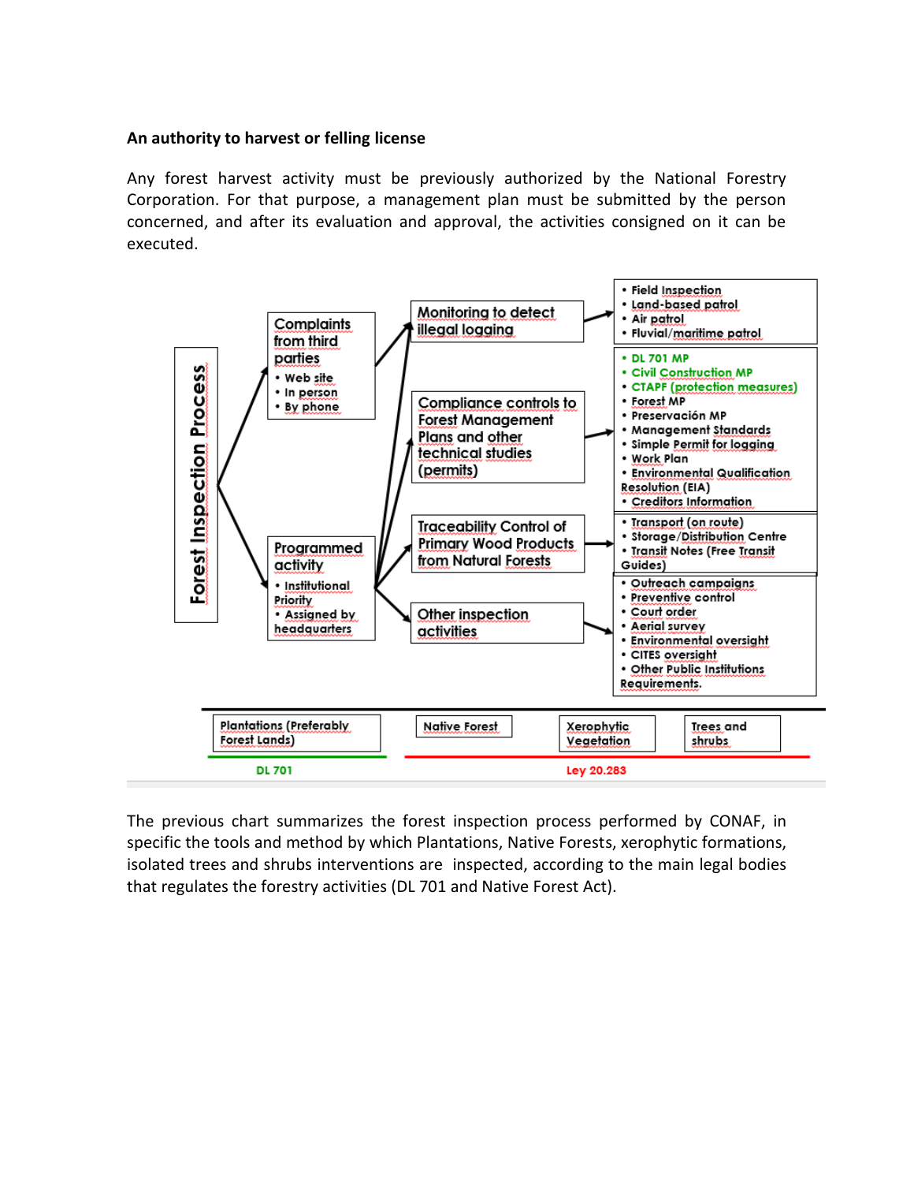**An authority to harvest or felling license**

Any forest harvest activity must be previously authorized by the National Forestry Corporation. For that purpose, a management plan must be submitted by the person concerned, and after its evaluation and approval, the activities consigned on it can be executed.

Forest Inspection Process

Complaints from third parties
- Web site
- In person
- By phone

Programmed activity
- Institutional Priority
- Assigned by headquarters

Monitoring to detect illegal logging
- Field Inspection
- Land-based patrol
- Air patrol
- Fluvial/maritime patrol

Compliance controls to Forest Management Plans and other technical studies (permits)
- DL 701 MP
- Civil Construction MP
- CTAPF (protection measures)
- Forest MP
- Preservación MP
- Management Standards
- Simple Permit for logging
- Work Plan
- Environmental Qualification Resolution (EIA)
- Creditors Information

Traceability Control of Primary Wood Products from Natural Forests
- Transport (on route)
- Storage/Distribution Centre
- Transit Notes (Free Transit Guides)

Other inspection activities
- Outreach campaigns
- Preventive control
- Court order
- Aerial survey
- Environmental oversight
- CITES oversight
- Other Public Institutions Requirements.

| Plantations (Preferably Forest Lands) | Native Forest | Xerophytic Vegetation | Trees and shrubs |
|---|---|---|---|
| DL 701 | Ley 20.283 | | |

The previous chart summarizes the forest inspection process performed by CONAF, in specific the tools and method by which Plantations, Native Forests, xerophytic formations, isolated trees and shrubs interventions are inspected, according to the main legal bodies that regulates the forestry activities (DL 701 and Native Forest Act).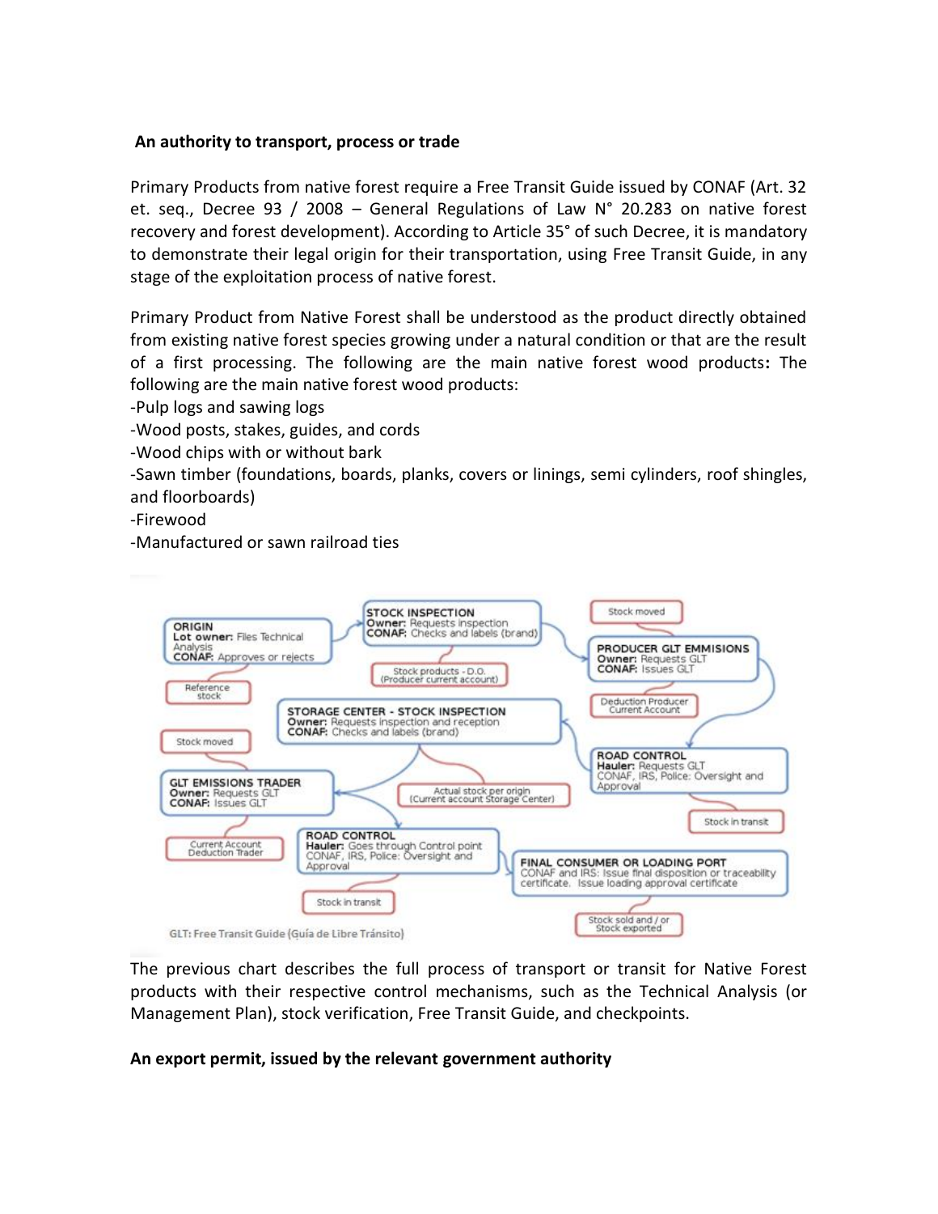**An authority to transport, process or trade**

Primary Products from native forest require a Free Transit Guide issued by CONAF (Art. 32 et. seq., Decree 93 / 2008 – General Regulations of Law N° 20.283 on native forest recovery and forest development). According to Article 35° of such Decree, it is mandatory to demonstrate their legal origin for their transportation, using Free Transit Guide, in any stage of the exploitation process of native forest.

Primary Product from Native Forest shall be understood as the product directly obtained from existing native forest species growing under a natural condition or that are the result of a first processing. The following are the main native forest wood products**:** The following are the main native forest wood products:

- -Pulp logs and sawing logs
- -Wood posts, stakes, guides, and cords
- -Wood chips with or without bark
- -Sawn timber (foundations, boards, planks, covers or linings, semi cylinders, roof shingles, and floorboards)
- -Firewood
- -Manufactured or sawn railroad ties

**ORIGIN**
**Lot owner:** Files Technical Analysis
**CONAF:** Approves or rejects
Reference stock

**STOCK INSPECTION**
**Owner:** Requests inspection
**CONAF:** Checks and labels (brand)
Stock products - D.O. (Producer current account)

Stock moved

**PRODUCER GLT EMMISIONS**
**Owner:** Requests GLT
**CONAF:** Issues GLT
Deduction Producer Current Account

**ROAD CONTROL**
**Hauler:** Requests GLT
CONAF, IRS, Police: Oversight and Approval
Stock in transit

**STORAGE CENTER - STOCK INSPECTION**
**Owner:** Requests inspection and reception
**CONAF:** Checks and labels (brand)
Actual stock per origin (Current account Storage Center)

Stock moved

**GLT EMISSIONS TRADER**
**Owner:** Requests GLT
**CONAF:** Issues GLT
Current Account Deduction Trader

**ROAD CONTROL**
**Hauler:** Goes through Control point
CONAF, IRS, Police: Oversight and Approval
Stock in transit

**FINAL CONSUMER OR LOADING PORT**
CONAF and IRS: Issue final disposition or traceability certificate. Issue loading approval certificate
Stock sold and / or Stock exported

GLT: Free Transit Guide (Guía de Libre Tránsito)

The previous chart describes the full process of transport or transit for Native Forest products with their respective control mechanisms, such as the Technical Analysis (or Management Plan), stock verification, Free Transit Guide, and checkpoints.

**An export permit, issued by the relevant government authority**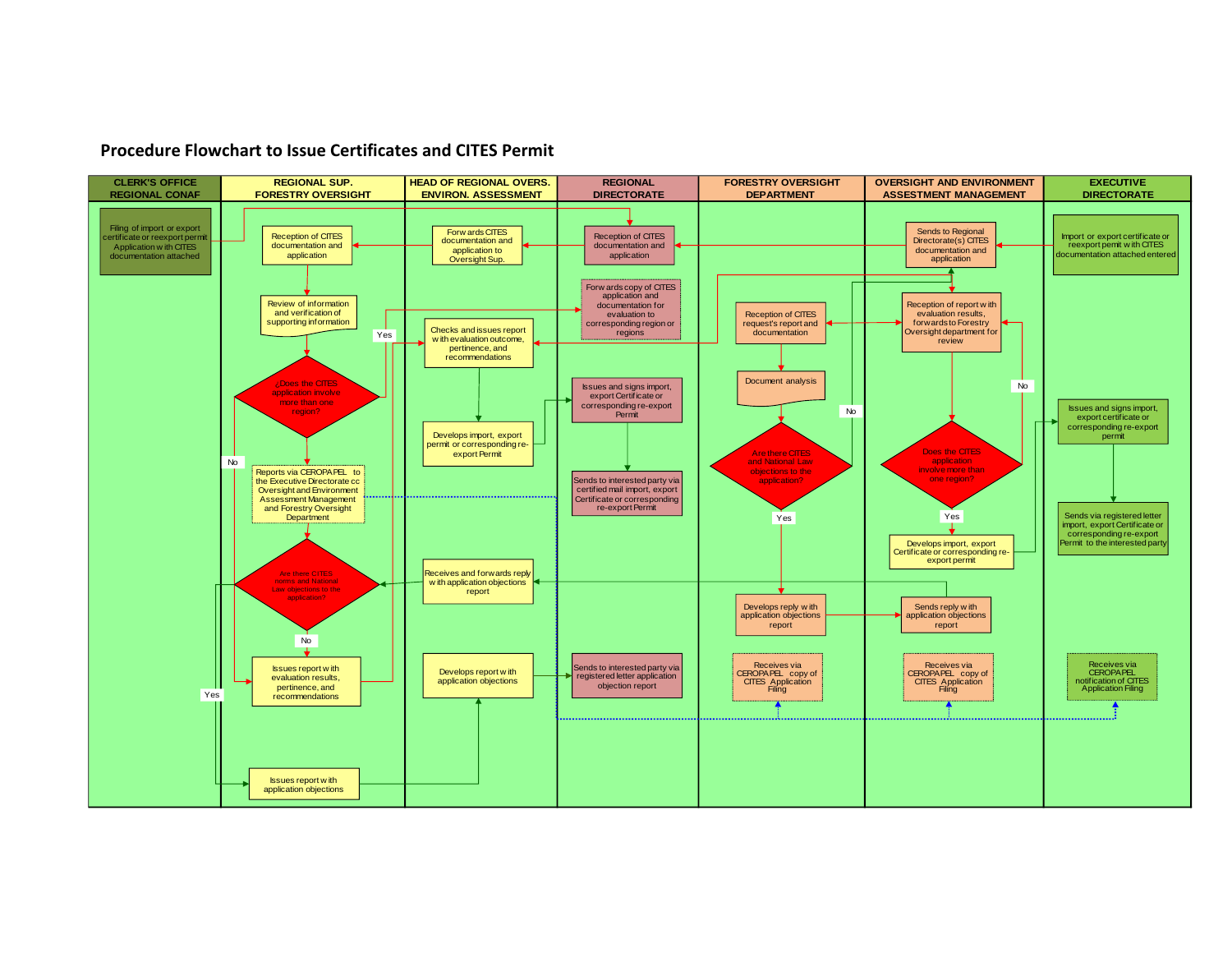# Procedure Flowchart to Issue Certificates and CITES Permit

| CLERK'S OFFICE REGIONAL CONAF | REGIONAL SUP. FORESTRY OVERSIGHT | HEAD OF REGIONAL OVERS. ENVIRON. ASSESSMENT | REGIONAL DIRECTORATE | FORESTRY OVERSIGHT DEPARTMENT | OVERSIGHT AND ENVIRONMENT ASSESSMENT MANAGEMENT | EXECUTIVE DIRECTORATE |
|---|---|---|---|---|---|---|
| Filing of import or export certificate or reexport permit Application with CITES documentation attached | Reception of CITES documentation and application | Forwards CITES documentation and application to Oversight Sup. | Reception of CITES documentation and application | Reception of CITES request's report and documentation | Sends to Regional Directorate(s) CITES documentation and application | Import or export certificate or reexport permit with CITES documentation attached entered |
| | Review of information and verification of supporting information | Checks and issues report with evaluation outcome, pertinence, and recommendations | Forwards copy of CITES application and documentation for evaluation to corresponding region or regions | Document analysis | Reception of report with evaluation results, forwards to Forestry Oversight department for review | Issues and signs import, export certificate or corresponding re-export permit |
| | ¿Does the CITES application involve more than one region? (Yes / No) | Develops import, export permit or corresponding re-export Permit | Issues and signs import, export Certificate or corresponding re-export Permit | Are there CITES and National Law objections to the application? (Yes / No) | Does the CITES application involve more than one region? (Yes / No) | Sends via registered letter import, export Certificate or corresponding re-export Permit to the interested party |
| | Reports via CEROPAPEL to the Executive Directorate cc Oversight and Environment Assessment Management and Forestry Oversight Department | Receives and forwards reply with application objections report | Sends to interested party via certified mail import, export Certificate or corresponding re-export Permit | Develops reply with application objections report | Develops import, export Certificate or corresponding re-export permit | Receives via CEROPAPEL notification of CITES Application Filing |
| | Are there CITES norms and National Law objections to the application? (Yes / No) | Develops report with application objections | Sends to interested party via registered letter application objection report | Receives via CEROPAPEL copy of CITES Application Filing | Sends reply with application objections report | |
| | Issues report with evaluation results, pertinence, and recommendations | | | | Receives via CEROPAPEL copy of CITES Application Filing | |
| | Issues report with application objections | | | | | |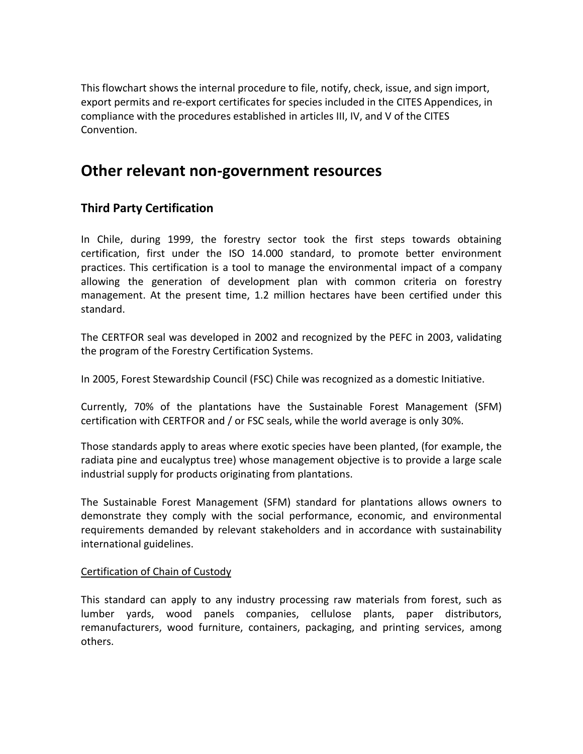This flowchart shows the internal procedure to file, notify, check, issue, and sign import, export permits and re-export certificates for species included in the CITES Appendices, in compliance with the procedures established in articles III, IV, and V of the CITES Convention.

## Other relevant non-government resources

### Third Party Certification

In Chile, during 1999, the forestry sector took the first steps towards obtaining certification, first under the ISO 14.000 standard, to promote better environment practices. This certification is a tool to manage the environmental impact of a company allowing the generation of development plan with common criteria on forestry management. At the present time, 1.2 million hectares have been certified under this standard.

The CERTFOR seal was developed in 2002 and recognized by the PEFC in 2003, validating the program of the Forestry Certification Systems.

In 2005, Forest Stewardship Council (FSC) Chile was recognized as a domestic Initiative.

Currently, 70% of the plantations have the Sustainable Forest Management (SFM) certification with CERTFOR and / or FSC seals, while the world average is only 30%.

Those standards apply to areas where exotic species have been planted, (for example, the radiata pine and eucalyptus tree) whose management objective is to provide a large scale industrial supply for products originating from plantations.

The Sustainable Forest Management (SFM) standard for plantations allows owners to demonstrate they comply with the social performance, economic, and environmental requirements demanded by relevant stakeholders and in accordance with sustainability international guidelines.

Certification of Chain of Custody

This standard can apply to any industry processing raw materials from forest, such as lumber yards, wood panels companies, cellulose plants, paper distributors, remanufacturers, wood furniture, containers, packaging, and printing services, among others.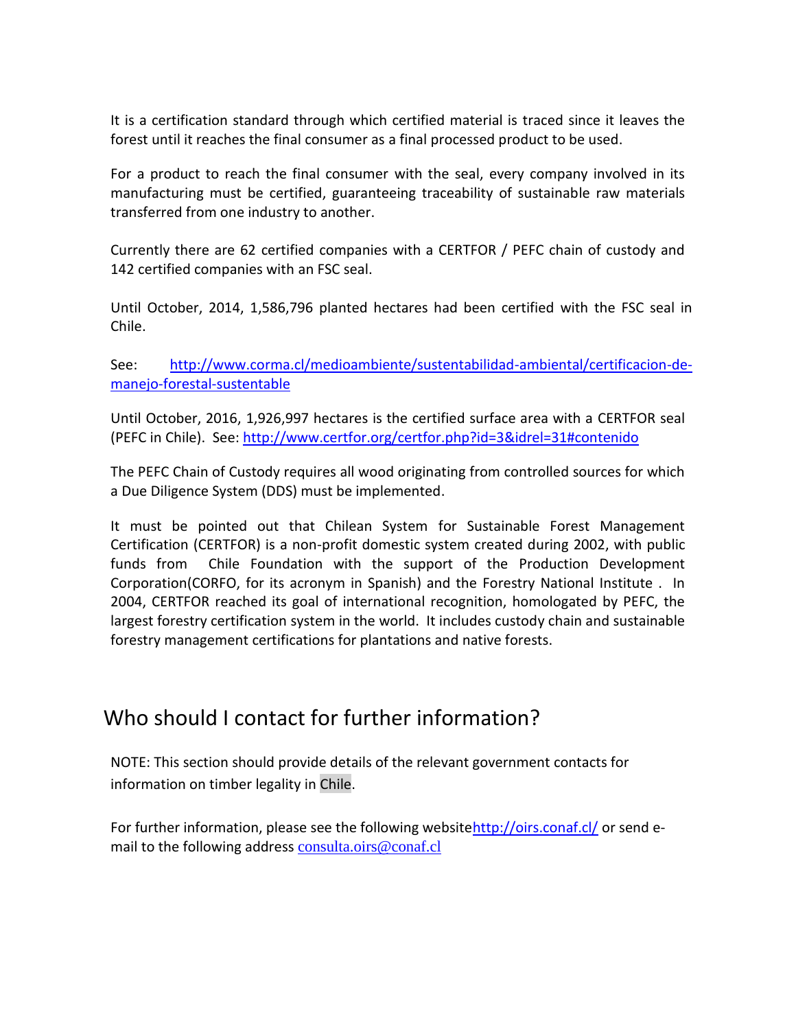It is a certification standard through which certified material is traced since it leaves the forest until it reaches the final consumer as a final processed product to be used.

For a product to reach the final consumer with the seal, every company involved in its manufacturing must be certified, guaranteeing traceability of sustainable raw materials transferred from one industry to another.

Currently there are 62 certified companies with a CERTFOR / PEFC chain of custody and 142 certified companies with an FSC seal.

Until October, 2014, 1,586,796 planted hectares had been certified with the FSC seal in Chile.

See: [http://www.corma.cl/medioambiente/sustentabilidad-ambiental/certificacion-de-manejo-forestal-sustentable](http://www.corma.cl/medioambiente/sustentabilidad-ambiental/certificacion-de-manejo-forestal-sustentable)

Until October, 2016, 1,926,997 hectares is the certified surface area with a CERTFOR seal (PEFC in Chile). See: [http://www.certfor.org/certfor.php?id=3&idrel=31#contenido](http://www.certfor.org/certfor.php?id=3&idrel=31#contenido)

The PEFC Chain of Custody requires all wood originating from controlled sources for which a Due Diligence System (DDS) must be implemented.

It must be pointed out that Chilean System for Sustainable Forest Management Certification (CERTFOR) is a non-profit domestic system created during 2002, with public funds from Chile Foundation with the support of the Production Development Corporation(CORFO, for its acronym in Spanish) and the Forestry National Institute . In 2004, CERTFOR reached its goal of international recognition, homologated by PEFC, the largest forestry certification system in the world. It includes custody chain and sustainable forestry management certifications for plantations and native forests.

## Who should I contact for further information?

NOTE: This section should provide details of the relevant government contacts for information on timber legality in Chile.

For further information, please see the following website[http://oirs.conaf.cl/](http://oirs.conaf.cl/) or send e-mail to the following address [consulta.oirs@conaf.cl](mailto:consulta.oirs@conaf.cl)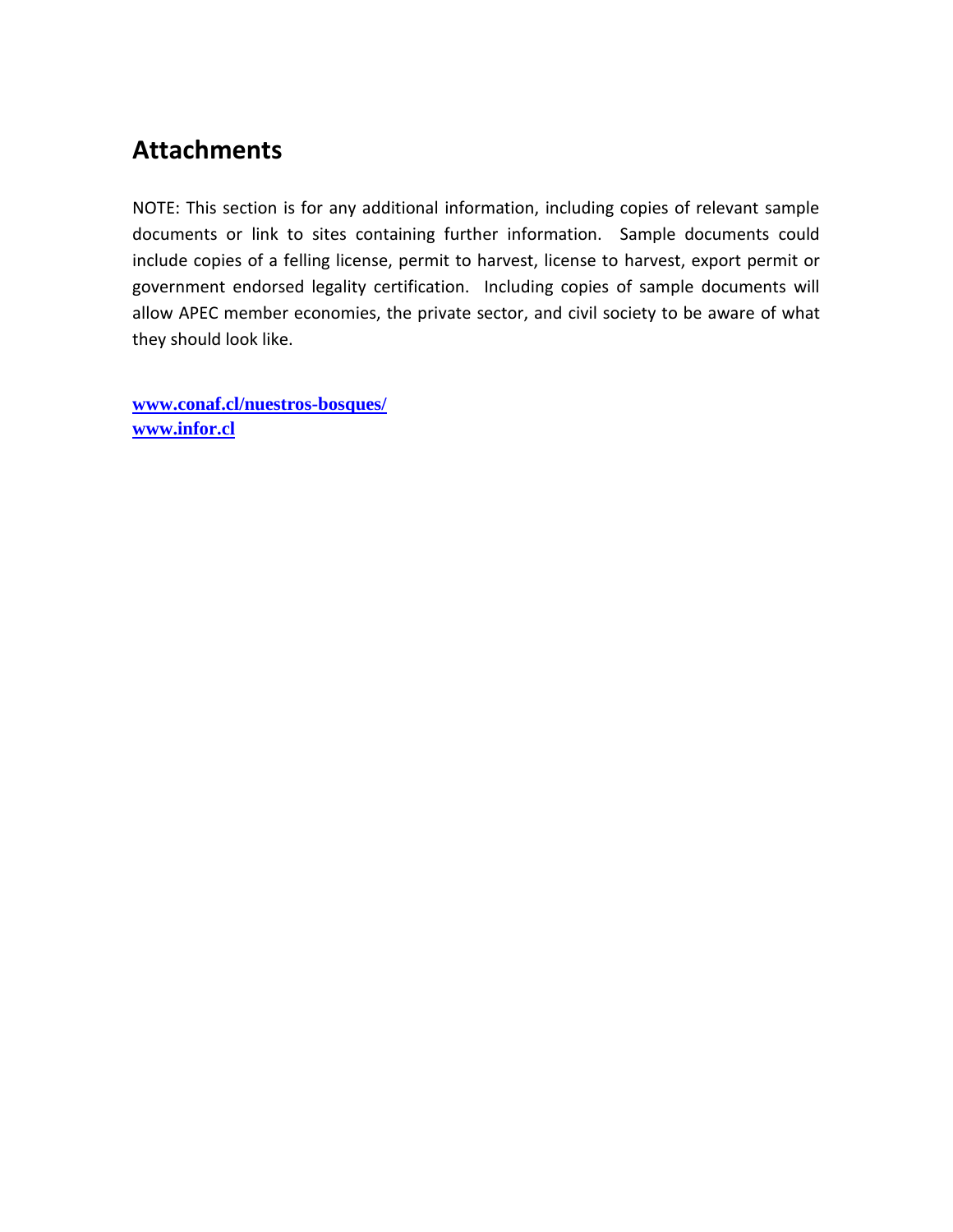## Attachments

NOTE: This section is for any additional information, including copies of relevant sample documents or link to sites containing further information. Sample documents could include copies of a felling license, permit to harvest, license to harvest, export permit or government endorsed legality certification. Including copies of sample documents will allow APEC member economies, the private sector, and civil society to be aware of what they should look like.

**[www.conaf.cl/nuestros-bosques/](http://www.conaf.cl/nuestros-bosques/)**
**[www.infor.cl](http://www.infor.cl)**